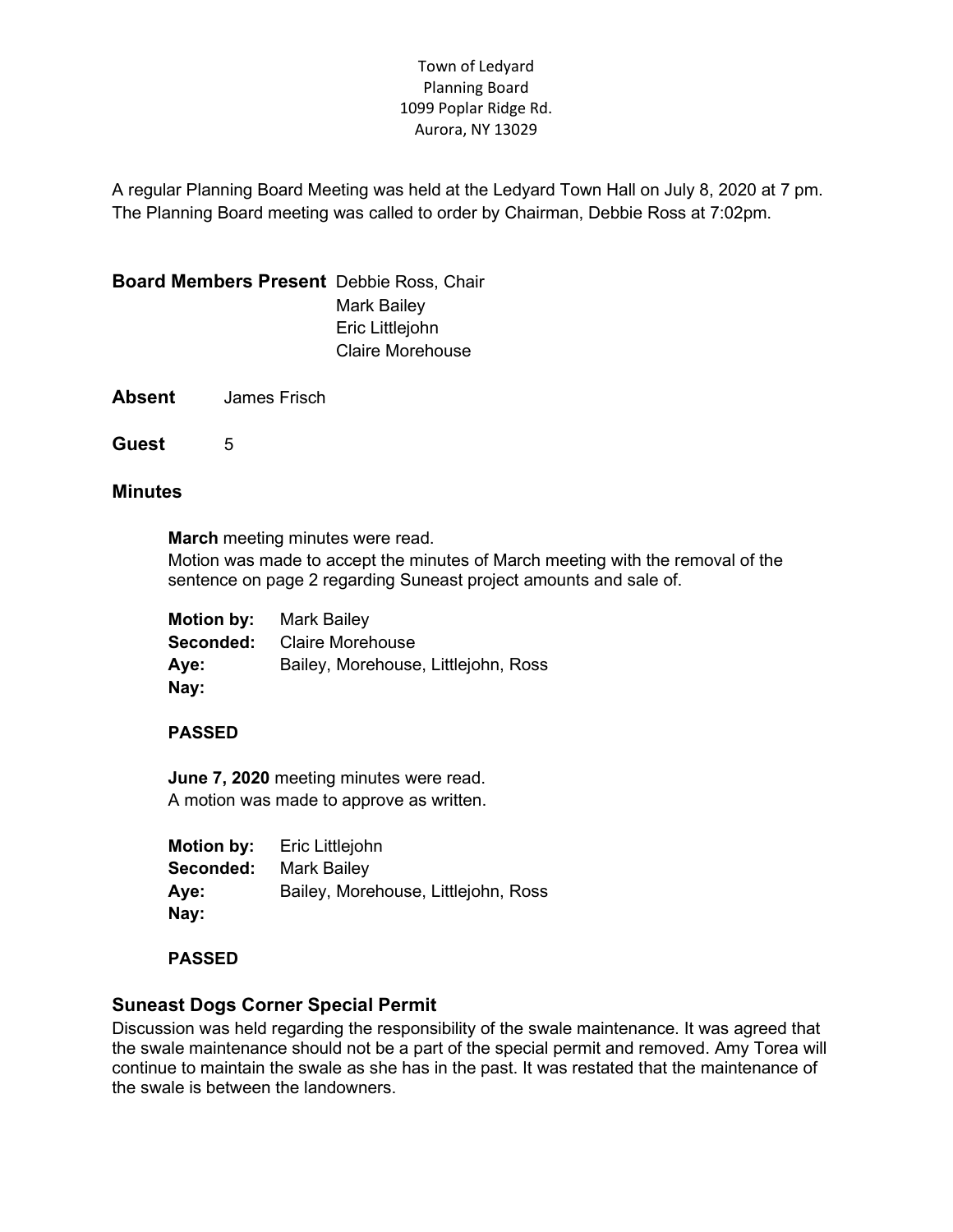Town of Ledyard
Planning Board
1099 Poplar Ridge Rd.
Aurora, NY 13029

A regular Planning Board Meeting was held at the Ledyard Town Hall on July 8, 2020 at 7 pm. The Planning Board meeting was called to order by Chairman, Debbie Ross at 7:02pm.

**Board Members Present** Debbie Ross, Chair
Mark Bailey
Eric Littlejohn
Claire Morehouse

**Absent** James Frisch

**Guest** 5

## Minutes

**March** meeting minutes were read.
Motion was made to accept the minutes of March meeting with the removal of the sentence on page 2 regarding Suneast project amounts and sale of.

**Motion by:** Mark Bailey
**Seconded:** Claire Morehouse
**Aye:** Bailey, Morehouse, Littlejohn, Ross
**Nay:**

**PASSED**

**June 7, 2020** meeting minutes were read.
A motion was made to approve as written.

**Motion by:** Eric Littlejohn
**Seconded:** Mark Bailey
**Aye:** Bailey, Morehouse, Littlejohn, Ross
**Nay:**

**PASSED**

## Suneast Dogs Corner Special Permit

Discussion was held regarding the responsibility of the swale maintenance. It was agreed that the swale maintenance should not be a part of the special permit and removed. Amy Torea will continue to maintain the swale as she has in the past. It was restated that the maintenance of the swale is between the landowners.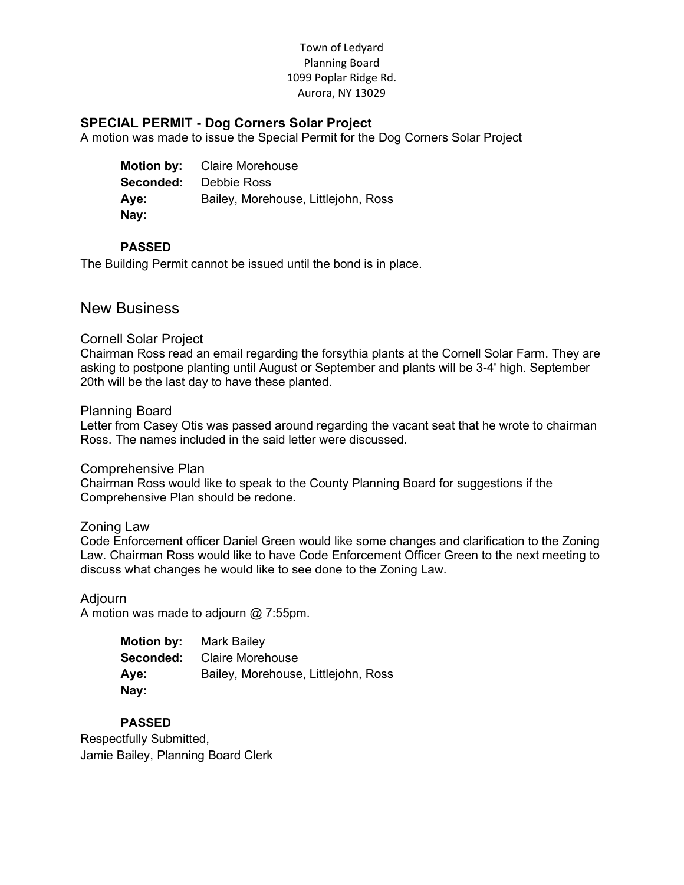Town of Ledyard
Planning Board
1099 Poplar Ridge Rd.
Aurora, NY 13029

## SPECIAL PERMIT - Dog Corners Solar Project

A motion was made to issue the Special Permit for the Dog Corners Solar Project

**Motion by:** Claire Morehouse
**Seconded:** Debbie Ross
**Aye:** Bailey, Morehouse, Littlejohn, Ross
**Nay:**

**PASSED**

The Building Permit cannot be issued until the bond is in place.

## New Business

### Cornell Solar Project

Chairman Ross read an email regarding the forsythia plants at the Cornell Solar Farm. They are asking to postpone planting until August or September and plants will be 3-4' high. September 20th will be the last day to have these planted.

### Planning Board

Letter from Casey Otis was passed around regarding the vacant seat that he wrote to chairman Ross. The names included in the said letter were discussed.

### Comprehensive Plan

Chairman Ross would like to speak to the County Planning Board for suggestions if the Comprehensive Plan should be redone.

### Zoning Law

Code Enforcement officer Daniel Green would like some changes and clarification to the Zoning Law. Chairman Ross would like to have Code Enforcement Officer Green to the next meeting to discuss what changes he would like to see done to the Zoning Law.

### Adjourn

A motion was made to adjourn @ 7:55pm.

**Motion by:** Mark Bailey
**Seconded:** Claire Morehouse
**Aye:** Bailey, Morehouse, Littlejohn, Ross
**Nay:**

**PASSED**

Respectfully Submitted,
Jamie Bailey, Planning Board Clerk